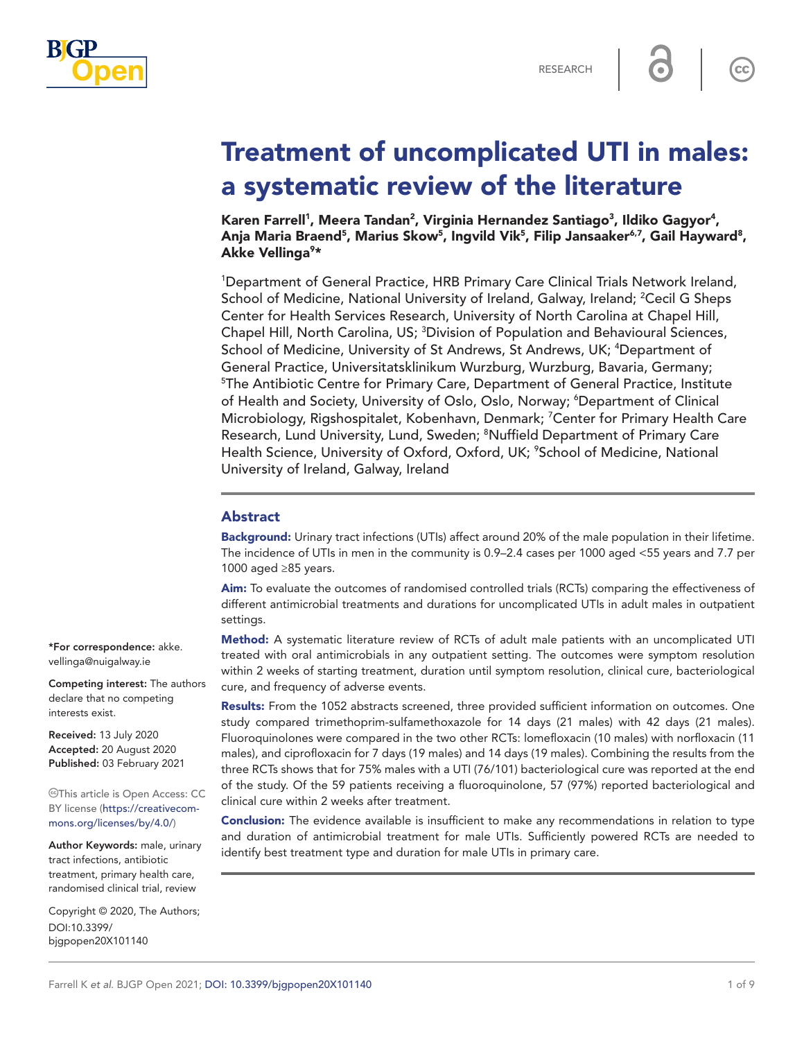RESEARCH

# Treatment of uncomplicated UTI in males: a systematic review of the literature

**Karen Farrell[1], Meera Tandan[2], Virginia Hernandez Santiago[3], Ildiko Gagyor[4], Anja Maria Braend[5], Marius Skow[5], Ingvild Vik[5], Filip Jansaaker[6,7], Gail Hayward[8], Akke Vellinga[9]***

[1]Department of General Practice, HRB Primary Care Clinical Trials Network Ireland, School of Medicine, National University of Ireland, Galway, Ireland; [2]Cecil G Sheps Center for Health Services Research, University of North Carolina at Chapel Hill, Chapel Hill, North Carolina, US; [3]Division of Population and Behavioural Sciences, School of Medicine, University of St Andrews, St Andrews, UK; [4]Department of General Practice, Universitatsklinikum Wurzburg, Wurzburg, Bavaria, Germany; [5]The Antibiotic Centre for Primary Care, Department of General Practice, Institute of Health and Society, University of Oslo, Oslo, Norway; [6]Department of Clinical Microbiology, Rigshospitalet, Kobenhavn, Denmark; [7]Center for Primary Health Care Research, Lund University, Lund, Sweden; [8]Nuffield Department of Primary Care Health Science, University of Oxford, Oxford, UK; [9]School of Medicine, National University of Ireland, Galway, Ireland

## Abstract

**Background:** Urinary tract infections (UTIs) affect around 20% of the male population in their lifetime. The incidence of UTIs in men in the community is 0.9–2.4 cases per 1000 aged <55 years and 7.7 per 1000 aged ≥85 years.

**Aim:** To evaluate the outcomes of randomised controlled trials (RCTs) comparing the effectiveness of different antimicrobial treatments and durations for uncomplicated UTIs in adult males in outpatient settings.

**Method:** A systematic literature review of RCTs of adult male patients with an uncomplicated UTI treated with oral antimicrobials in any outpatient setting. The outcomes were symptom resolution within 2 weeks of starting treatment, duration until symptom resolution, clinical cure, bacteriological cure, and frequency of adverse events.

**Results:** From the 1052 abstracts screened, three provided sufficient information on outcomes. One study compared trimethoprim-sulfamethoxazole for 14 days (21 males) with 42 days (21 males). Fluoroquinolones were compared in the two other RCTs: lomefloxacin (10 males) with norfloxacin (11 males), and ciprofloxacin for 7 days (19 males) and 14 days (19 males). Combining the results from the three RCTs shows that for 75% males with a UTI (76/101) bacteriological cure was reported at the end of the study. Of the 59 patients receiving a fluoroquinolone, 57 (97%) reported bacteriological and clinical cure within 2 weeks after treatment.

**Conclusion:** The evidence available is insufficient to make any recommendations in relation to type and duration of antimicrobial treatment for male UTIs. Sufficiently powered RCTs are needed to identify best treatment type and duration for male UTIs in primary care.

***For correspondence:** akke.vellinga@nuigalway.ie

**Competing interest:** The authors declare that no competing interests exist.

**Received:** 13 July 2020
**Accepted:** 20 August 2020
**Published:** 03 February 2021

This article is Open Access: CC BY license (https://creativecommons.org/licenses/by/4.0/)

**Author Keywords:** male, urinary tract infections, antibiotic treatment, primary health care, randomised clinical trial, review

Copyright © 2020, The Authors; DOI:10.3399/bjgpopen20X101140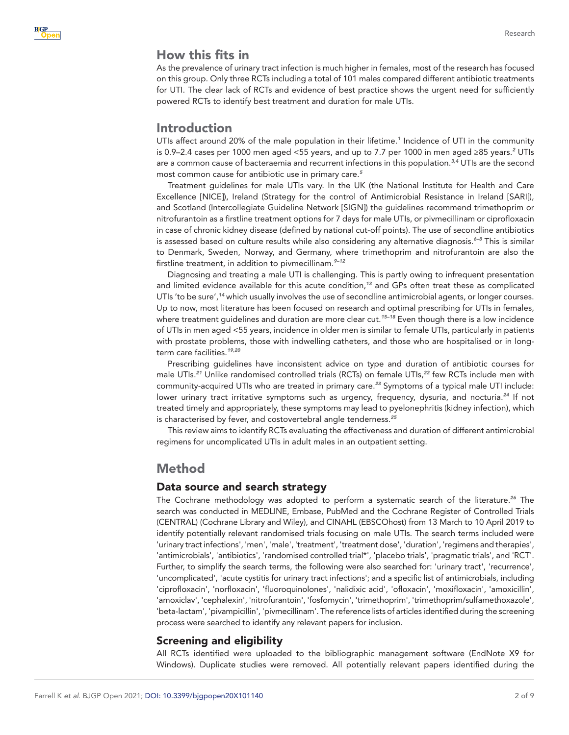## How this fits in

As the prevalence of urinary tract infection is much higher in females, most of the research has focused on this group. Only three RCTs including a total of 101 males compared different antibiotic treatments for UTI. The clear lack of RCTs and evidence of best practice shows the urgent need for sufficiently powered RCTs to identify best treatment and duration for male UTIs.

## Introduction

UTIs affect around 20% of the male population in their lifetime.[1] Incidence of UTI in the community is 0.9–2.4 cases per 1000 men aged <55 years, and up to 7.7 per 1000 in men aged ≥85 years.[2] UTIs are a common cause of bacteraemia and recurrent infections in this population.[3,4] UTIs are the second most common cause for antibiotic use in primary care.[5]

Treatment guidelines for male UTIs vary. In the UK (the National Institute for Health and Care Excellence [NICE]), Ireland (Strategy for the control of Antimicrobial Resistance in Ireland [SARI]), and Scotland (Intercollegiate Guideline Network [SIGN]) the guidelines recommend trimethoprim or nitrofurantoin as a firstline treatment options for 7 days for male UTIs, or pivmecillinam or ciprofloxacin in case of chronic kidney disease (defined by national cut-off points). The use of secondline antibiotics is assessed based on culture results while also considering any alternative diagnosis.[6–8] This is similar to Denmark, Sweden, Norway, and Germany, where trimethoprim and nitrofurantoin are also the firstline treatment, in addition to pivmecillinam.[9–12]

Diagnosing and treating a male UTI is challenging. This is partly owing to infrequent presentation and limited evidence available for this acute condition,[13] and GPs often treat these as complicated UTIs 'to be sure',[14] which usually involves the use of secondline antimicrobial agents, or longer courses. Up to now, most literature has been focused on research and optimal prescribing for UTIs in females, where treatment guidelines and duration are more clear cut.[15–18] Even though there is a low incidence of UTIs in men aged <55 years, incidence in older men is similar to female UTIs, particularly in patients with prostate problems, those with indwelling catheters, and those who are hospitalised or in long-term care facilities.[19,20]

Prescribing guidelines have inconsistent advice on type and duration of antibiotic courses for male UTIs.[21] Unlike randomised controlled trials (RCTs) on female UTIs,[22] few RCTs include men with community-acquired UTIs who are treated in primary care.[23] Symptoms of a typical male UTI include: lower urinary tract irritative symptoms such as urgency, frequency, dysuria, and nocturia.[24] If not treated timely and appropriately, these symptoms may lead to pyelonephritis (kidney infection), which is characterised by fever, and costovertebral angle tenderness.[25]

This review aims to identify RCTs evaluating the effectiveness and duration of different antimicrobial regimens for uncomplicated UTIs in adult males in an outpatient setting.

## Method

### Data source and search strategy

The Cochrane methodology was adopted to perform a systematic search of the literature.[26] The search was conducted in MEDLINE, Embase, PubMed and the Cochrane Register of Controlled Trials (CENTRAL) (Cochrane Library and Wiley), and CINAHL (EBSCOhost) from 13 March to 10 April 2019 to identify potentially relevant randomised trials focusing on male UTIs. The search terms included were 'urinary tract infections', 'men', 'male', 'treatment', 'treatment dose', 'duration', 'regimens and therapies', 'antimicrobials', 'antibiotics', 'randomised controlled trial*', 'placebo trials', 'pragmatic trials', and 'RCT'. Further, to simplify the search terms, the following were also searched for: 'urinary tract', 'recurrence', 'uncomplicated', 'acute cystitis for urinary tract infections'; and a specific list of antimicrobials, including 'ciprofloxacin', 'norfloxacin', 'fluoroquinolones', 'nalidixic acid', 'ofloxacin', 'moxifloxacin', 'amoxicillin', 'amoxiclav', 'cephalexin', 'nitrofurantoin', 'fosfomycin', 'trimethoprim', 'trimethoprim/sulfamethoxazole', 'beta-lactam', 'pivampicillin', 'pivmecillinam'. The reference lists of articles identified during the screening process were searched to identify any relevant papers for inclusion.

### Screening and eligibility

All RCTs identified were uploaded to the bibliographic management software (EndNote X9 for Windows). Duplicate studies were removed. All potentially relevant papers identified during the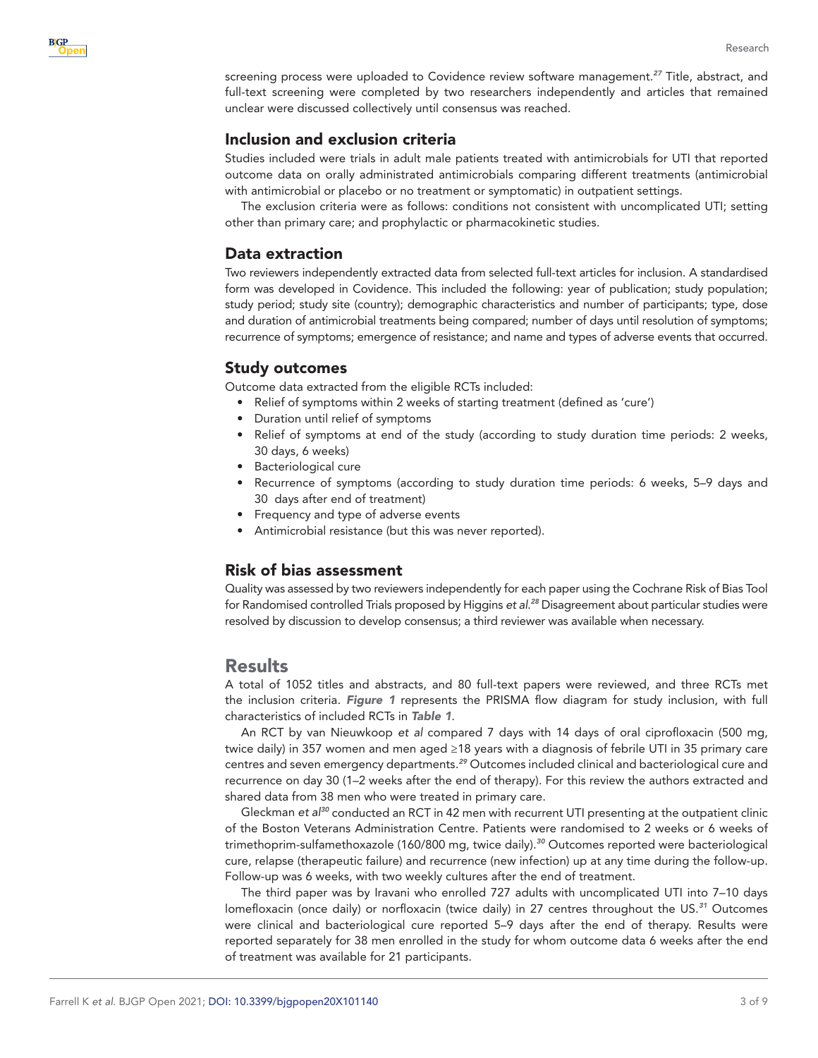screening process were uploaded to Covidence review software management.[27] Title, abstract, and full-text screening were completed by two researchers independently and articles that remained unclear were discussed collectively until consensus was reached.

## Inclusion and exclusion criteria

Studies included were trials in adult male patients treated with antimicrobials for UTI that reported outcome data on orally administrated antimicrobials comparing different treatments (antimicrobial with antimicrobial or placebo or no treatment or symptomatic) in outpatient settings.

The exclusion criteria were as follows: conditions not consistent with uncomplicated UTI; setting other than primary care; and prophylactic or pharmacokinetic studies.

## Data extraction

Two reviewers independently extracted data from selected full-text articles for inclusion. A standardised form was developed in Covidence. This included the following: year of publication; study population; study period; study site (country); demographic characteristics and number of participants; type, dose and duration of antimicrobial treatments being compared; number of days until resolution of symptoms; recurrence of symptoms; emergence of resistance; and name and types of adverse events that occurred.

## Study outcomes

Outcome data extracted from the eligible RCTs included:

- Relief of symptoms within 2 weeks of starting treatment (defined as 'cure')
- Duration until relief of symptoms
- Relief of symptoms at end of the study (according to study duration time periods: 2 weeks, 30 days, 6 weeks)
- Bacteriological cure
- Recurrence of symptoms (according to study duration time periods: 6 weeks, 5–9 days and 30 days after end of treatment)
- Frequency and type of adverse events
- Antimicrobial resistance (but this was never reported).

## Risk of bias assessment

Quality was assessed by two reviewers independently for each paper using the Cochrane Risk of Bias Tool for Randomised controlled Trials proposed by Higgins *et al.*[28] Disagreement about particular studies were resolved by discussion to develop consensus; a third reviewer was available when necessary.

# Results

A total of 1052 titles and abstracts, and 80 full-text papers were reviewed, and three RCTs met the inclusion criteria. ***Figure 1*** represents the PRISMA flow diagram for study inclusion, with full characteristics of included RCTs in ***Table 1***.

An RCT by van Nieuwkoop *et al* compared 7 days with 14 days of oral ciprofloxacin (500 mg, twice daily) in 357 women and men aged ≥18 years with a diagnosis of febrile UTI in 35 primary care centres and seven emergency departments.[29] Outcomes included clinical and bacteriological cure and recurrence on day 30 (1–2 weeks after the end of therapy). For this review the authors extracted and shared data from 38 men who were treated in primary care.

Gleckman *et al*[30] conducted an RCT in 42 men with recurrent UTI presenting at the outpatient clinic of the Boston Veterans Administration Centre. Patients were randomised to 2 weeks or 6 weeks of trimethoprim-sulfamethoxazole (160/800 mg, twice daily).[30] Outcomes reported were bacteriological cure, relapse (therapeutic failure) and recurrence (new infection) up at any time during the follow-up. Follow-up was 6 weeks, with two weekly cultures after the end of treatment.

The third paper was by Iravani who enrolled 727 adults with uncomplicated UTI into 7–10 days lomefloxacin (once daily) or norfloxacin (twice daily) in 27 centres throughout the US.[31] Outcomes were clinical and bacteriological cure reported 5–9 days after the end of therapy. Results were reported separately for 38 men enrolled in the study for whom outcome data 6 weeks after the end of treatment was available for 21 participants.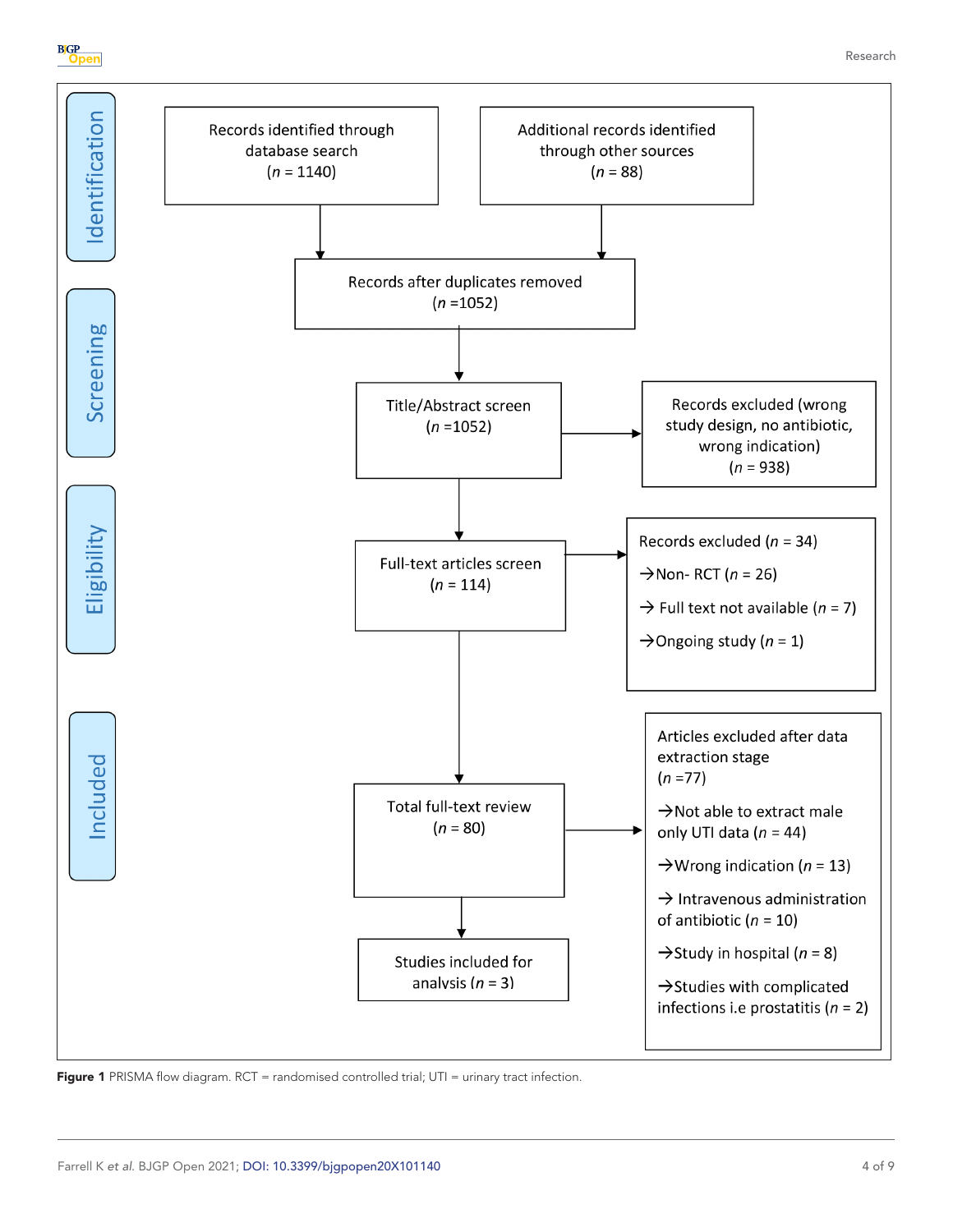Identification

Records identified through database search
(*n* = 1140)

Additional records identified through other sources
(*n* = 88)

Records after duplicates removed
(*n* =1052)

Screening

Title/Abstract screen
(*n* =1052)

Records excluded (wrong study design, no antibiotic, wrong indication)
(*n* = 938)

Eligibility

Full-text articles screen
(*n* = 114)

Records excluded (*n* = 34)

→Non- RCT (*n* = 26)

→ Full text not available (*n* = 7)

→Ongoing study (*n* = 1)

Included

Total full-text review
(*n* = 80)

Articles excluded after data extraction stage
(*n* =77)

→Not able to extract male only UTI data (*n* = 44)

→Wrong indication (*n* = 13)

→ Intravenous administration of antibiotic (*n* = 10)

→Study in hospital (*n* = 8)

→Studies with complicated infections i.e prostatitis (*n* = 2)

Studies included for analysis (*n* = 3)

**Figure 1** PRISMA flow diagram. RCT = randomised controlled trial; UTI = urinary tract infection.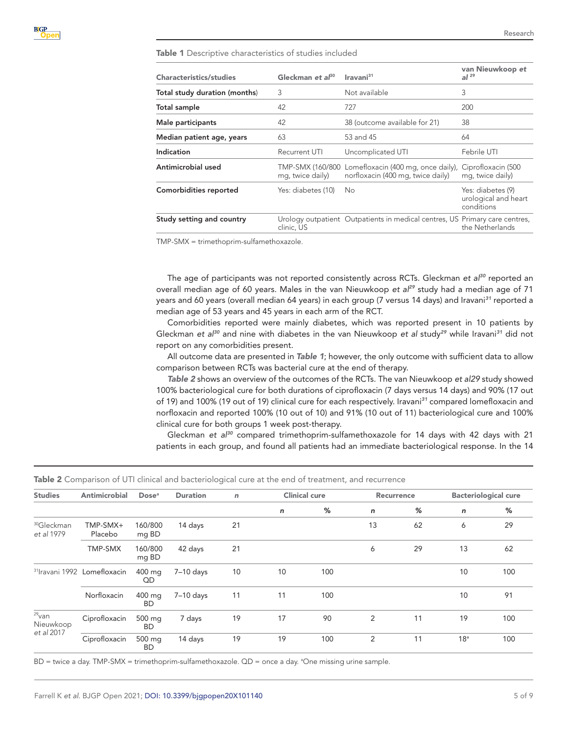**Table 1** Descriptive characteristics of studies included

| Characteristics/studies | Gleckman *et al*[30] | Iravani[31] | van Nieuwkoop *et al*[29] |
|---|---|---|---|
| **Total study duration (months)** | 3 | Not available | 3 |
| **Total sample** | 42 | 727 | 200 |
| **Male participants** | 42 | 38 (outcome available for 21) | 38 |
| **Median patient age, years** | 63 | 53 and 45 | 64 |
| **Indication** | Recurrent UTI | Uncomplicated UTI | Febrile UTI |
| **Antimicrobial used** | TMP-SMX (160/800 mg, twice daily) | Lomefloxacin (400 mg, once daily), norfloxacin (400 mg, twice daily) | Ciprofloxacin (500 mg, twice daily) |
| **Comorbidities reported** | Yes: diabetes (10) | No | Yes: diabetes (9) urological and heart conditions |
| **Study setting and country** | Urology outpatient clinic, US | Outpatients in medical centres, US | Primary care centres, the Netherlands |

TMP-SMX = trimethoprim-sulfamethoxazole.

The age of participants was not reported consistently across RCTs. Gleckman *et al*[30] reported an overall median age of 60 years. Males in the van Nieuwkoop *et al*[29] study had a median age of 71 years and 60 years (overall median 64 years) in each group (7 versus 14 days) and Iravani[31] reported a median age of 53 years and 45 years in each arm of the RCT.

Comorbidities reported were mainly diabetes, which was reported present in 10 patients by Gleckman *et al*[30] and nine with diabetes in the van Nieuwkoop *et al* study[29] while Iravani[31] did not report on any comorbidities present.

All outcome data are presented in ***Table 1***; however, the only outcome with sufficient data to allow comparison between RCTs was bacterial cure at the end of therapy.

***Table 2*** shows an overview of the outcomes of the RCTs. The van Nieuwkoop *et al29* study showed 100% bacteriological cure for both durations of ciprofloxacin (7 days versus 14 days) and 90% (17 out of 19) and 100% (19 out of 19) clinical cure for each respectively. Iravani[31] compared lomefloxacin and norfloxacin and reported 100% (10 out of 10) and 91% (10 out of 11) bacteriological cure and 100% clinical cure for both groups 1 week post-therapy.

Gleckman *et al*[30] compared trimethoprim-sulfamethoxazole for 14 days with 42 days with 21 patients in each group, and found all patients had an immediate bacteriological response. In the 14

**Table 2** Comparison of UTI clinical and bacteriological cure at the end of treatment, and recurrence

| Studies | Antimicrobial | Dose[a] | Duration | *n* | Clinical cure | | Recurrence | | Bacteriological cure | |
|---|---|---|---|---|---|---|---|---|---|---|
| | | | | | *n* | % | *n* | % | *n* | % |
| [30]Gleckman *et al* 1979 | TMP-SMX+ Placebo | 160/800 mg BD | 14 days | 21 | | | 13 | 62 | 6 | 29 |
| | TMP-SMX | 160/800 mg BD | 42 days | 21 | | | 6 | 29 | 13 | 62 |
| [31]Iravani 1992 | Lomefloxacin | 400 mg QD | 7–10 days | 10 | 10 | 100 | | | 10 | 100 |
| | Norfloxacin | 400 mg BD | 7–10 days | 11 | 11 | 100 | | | 10 | 91 |
| [29]van Nieuwkoop *et al* 2017 | Ciprofloxacin | 500 mg BD | 7 days | 19 | 17 | 90 | 2 | 11 | 19 | 100 |
| | Ciprofloxacin | 500 mg BD | 14 days | 19 | 19 | 100 | 2 | 11 | 18[a] | 100 |

BD = twice a day. TMP-SMX = trimethoprim-sulfamethoxazole. QD = once a day. [a]One missing urine sample.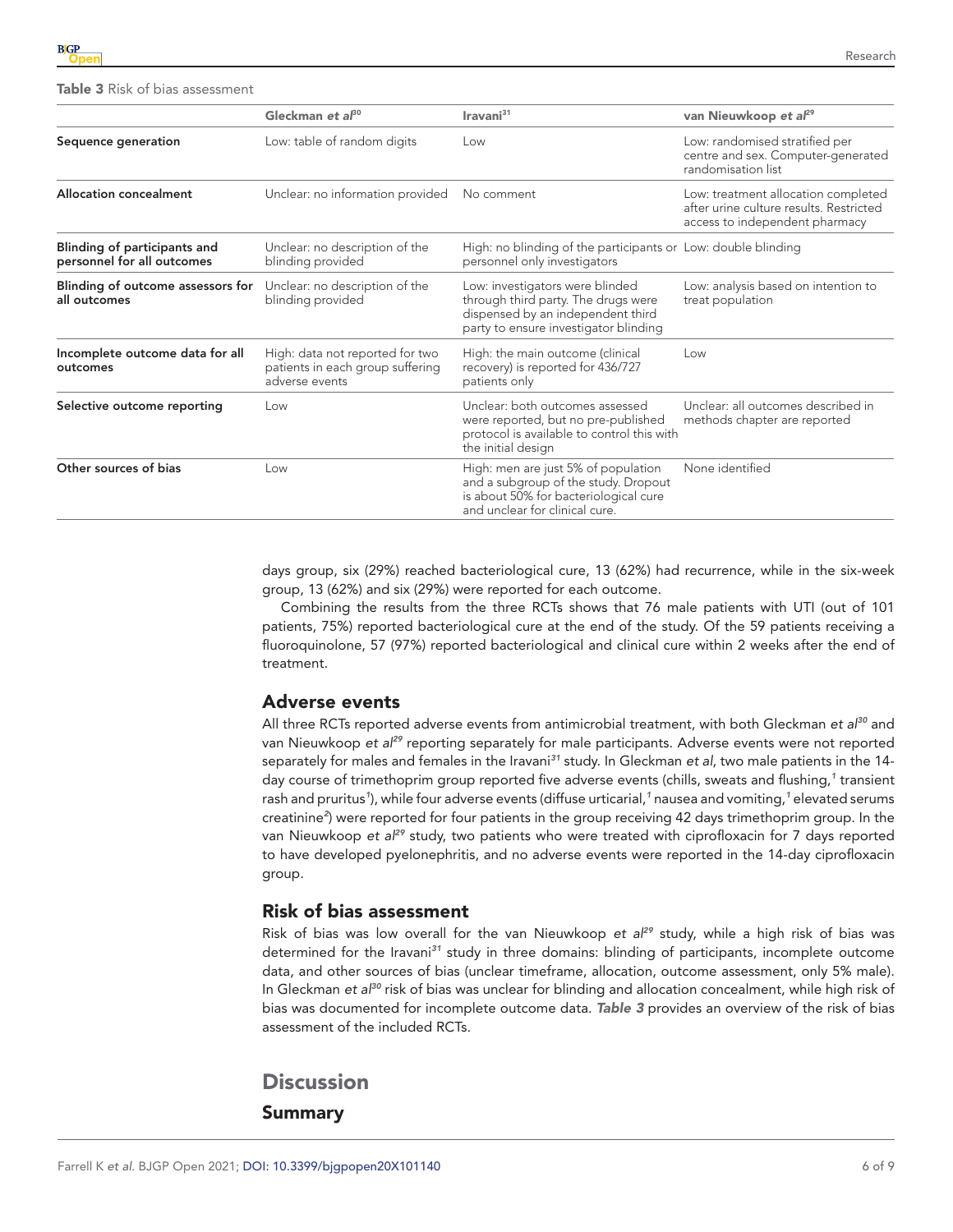**Table 3** Risk of bias assessment

| | Gleckman *et al*[30] | Iravani[31] | van Nieuwkoop *et al*[29] |
|---|---|---|---|
| **Sequence generation** | Low: table of random digits | Low | Low: randomised stratified per centre and sex. Computer-generated randomisation list |
| **Allocation concealment** | Unclear: no information provided | No comment | Low: treatment allocation completed after urine culture results. Restricted access to independent pharmacy |
| **Blinding of participants and personnel for all outcomes** | Unclear: no description of the blinding provided | High: no blinding of the participants or personnel only investigators | Low: double blinding |
| **Blinding of outcome assessors for all outcomes** | Unclear: no description of the blinding provided | Low: investigators were blinded through third party. The drugs were dispensed by an independent third party to ensure investigator blinding | Low: analysis based on intention to treat population |
| **Incomplete outcome data for all outcomes** | High: data not reported for two patients in each group suffering adverse events | High: the main outcome (clinical recovery) is reported for 436/727 patients only | Low |
| **Selective outcome reporting** | Low | Unclear: both outcomes assessed were reported, but no pre-published protocol is available to control this with the initial design | Unclear: all outcomes described in methods chapter are reported |
| **Other sources of bias** | Low | High: men are just 5% of population and a subgroup of the study. Dropout is about 50% for bacteriological cure and unclear for clinical cure. | None identified |

days group, six (29%) reached bacteriological cure, 13 (62%) had recurrence, while in the six-week group, 13 (62%) and six (29%) were reported for each outcome.

Combining the results from the three RCTs shows that 76 male patients with UTI (out of 101 patients, 75%) reported bacteriological cure at the end of the study. Of the 59 patients receiving a fluoroquinolone, 57 (97%) reported bacteriological and clinical cure within 2 weeks after the end of treatment.

## Adverse events

All three RCTs reported adverse events from antimicrobial treatment, with both Gleckman *et al*[30] and van Nieuwkoop *et al*[29] reporting separately for male participants. Adverse events were not reported separately for males and females in the Iravani[31] study. In Gleckman *et al*, two male patients in the 14-day course of trimethoprim group reported five adverse events (chills, sweats and flushing,[1] transient rash and pruritus[1]), while four adverse events (diffuse urticarial,[1] nausea and vomiting,[1] elevated serums creatinine[2]) were reported for four patients in the group receiving 42 days trimethoprim group. In the van Nieuwkoop *et al*[29] study, two patients who were treated with ciprofloxacin for 7 days reported to have developed pyelonephritis, and no adverse events were reported in the 14-day ciprofloxacin group.

## Risk of bias assessment

Risk of bias was low overall for the van Nieuwkoop *et al*[29] study, while a high risk of bias was determined for the Iravani[31] study in three domains: blinding of participants, incomplete outcome data, and other sources of bias (unclear timeframe, allocation, outcome assessment, only 5% male). In Gleckman *et al*[30] risk of bias was unclear for blinding and allocation concealment, while high risk of bias was documented for incomplete outcome data. ***Table 3*** provides an overview of the risk of bias assessment of the included RCTs.

# Discussion

## Summary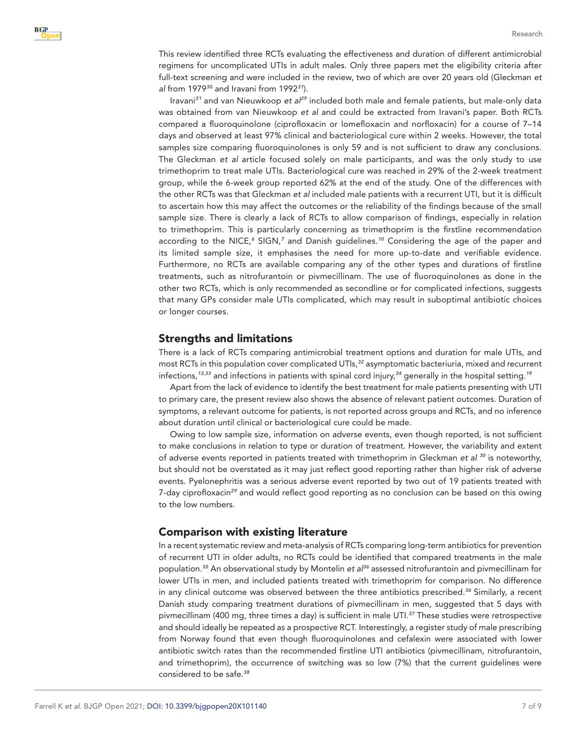This review identified three RCTs evaluating the effectiveness and duration of different antimicrobial regimens for uncomplicated UTIs in adult males. Only three papers met the eligibility criteria after full-text screening and were included in the review, two of which are over 20 years old (Gleckman *et al* from 1979[30] and Iravani from 1992[31]).

Iravani[31] and van Nieuwkoop *et al*[29] included both male and female patients, but male-only data was obtained from van Nieuwkoop *et al* and could be extracted from Iravani's paper. Both RCTs compared a fluoroquinolone (ciprofloxacin or lomefloxacin and norfloxacin) for a course of 7–14 days and observed at least 97% clinical and bacteriological cure within 2 weeks. However, the total samples size comparing fluoroquinolones is only 59 and is not sufficient to draw any conclusions. The Gleckman *et al* article focused solely on male participants, and was the only study to use trimethoprim to treat male UTIs. Bacteriological cure was reached in 29% of the 2-week treatment group, while the 6-week group reported 62% at the end of the study. One of the differences with the other RCTs was that Gleckman *et al* included male patients with a recurrent UTI, but it is difficult to ascertain how this may affect the outcomes or the reliability of the findings because of the small sample size. There is clearly a lack of RCTs to allow comparison of findings, especially in relation to trimethoprim. This is particularly concerning as trimethoprim is the firstline recommendation according to the NICE,[6] SIGN,[7] and Danish guidelines.[10] Considering the age of the paper and its limited sample size, it emphasises the need for more up-to-date and verifiable evidence. Furthermore, no RCTs are available comparing any of the other types and durations of firstline treatments, such as nitrofurantoin or pivmecillinam. The use of fluoroquinolones as done in the other two RCTs, which is only recommended as secondline or for complicated infections, suggests that many GPs consider male UTIs complicated, which may result in suboptimal antibiotic choices or longer courses.

## Strengths and limitations

There is a lack of RCTs comparing antimicrobial treatment options and duration for male UTIs, and most RCTs in this population cover complicated UTIs,[32] asymptomatic bacteriuria, mixed and recurrent infections,[13,33] and infections in patients with spinal cord injury,[34] generally in the hospital setting.[19]

Apart from the lack of evidence to identify the best treatment for male patients presenting with UTI to primary care, the present review also shows the absence of relevant patient outcomes. Duration of symptoms, a relevant outcome for patients, is not reported across groups and RCTs, and no inference about duration until clinical or bacteriological cure could be made.

Owing to low sample size, information on adverse events, even though reported, is not sufficient to make conclusions in relation to type or duration of treatment. However, the variability and extent of adverse events reported in patients treated with trimethoprim in Gleckman *et al*[30] is noteworthy, but should not be overstated as it may just reflect good reporting rather than higher risk of adverse events. Pyelonephritis was a serious adverse event reported by two out of 19 patients treated with 7-day ciprofloxacin[29] and would reflect good reporting as no conclusion can be based on this owing to the low numbers.

## Comparison with existing literature

In a recent systematic review and meta-analysis of RCTs comparing long-term antibiotics for prevention of recurrent UTI in older adults, no RCTs could be identified that compared treatments in the male population.[35] An observational study by Montelin *et al*[36] assessed nitrofurantoin and pivmecillinam for lower UTIs in men, and included patients treated with trimethoprim for comparison. No difference in any clinical outcome was observed between the three antibiotics prescribed.[36] Similarly, a recent Danish study comparing treatment durations of pivmecillinam in men, suggested that 5 days with pivmecillinam (400 mg, three times a day) is sufficient in male UTI.[37] These studies were retrospective and should ideally be repeated as a prospective RCT. Interestingly, a register study of male prescribing from Norway found that even though fluoroquinolones and cefalexin were associated with lower antibiotic switch rates than the recommended firstline UTI antibiotics (pivmecillinam, nitrofurantoin, and trimethoprim), the occurrence of switching was so low (7%) that the current guidelines were considered to be safe.[38]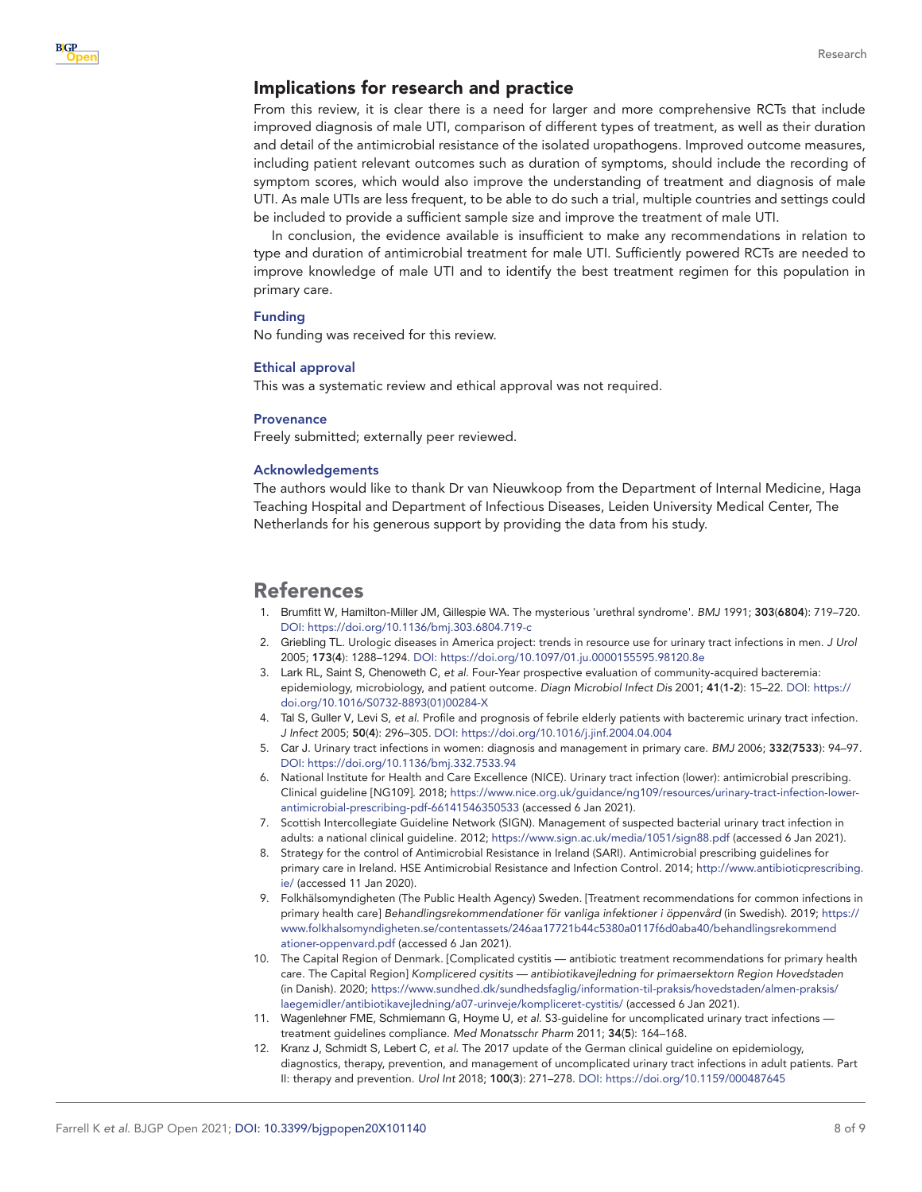## Implications for research and practice

From this review, it is clear there is a need for larger and more comprehensive RCTs that include improved diagnosis of male UTI, comparison of different types of treatment, as well as their duration and detail of the antimicrobial resistance of the isolated uropathogens. Improved outcome measures, including patient relevant outcomes such as duration of symptoms, should include the recording of symptom scores, which would also improve the understanding of treatment and diagnosis of male UTI. As male UTIs are less frequent, to be able to do such a trial, multiple countries and settings could be included to provide a sufficient sample size and improve the treatment of male UTI.

In conclusion, the evidence available is insufficient to make any recommendations in relation to type and duration of antimicrobial treatment for male UTI. Sufficiently powered RCTs are needed to improve knowledge of male UTI and to identify the best treatment regimen for this population in primary care.

### Funding

No funding was received for this review.

### Ethical approval

This was a systematic review and ethical approval was not required.

### Provenance

Freely submitted; externally peer reviewed.

### Acknowledgements

The authors would like to thank Dr van Nieuwkoop from the Department of Internal Medicine, Haga Teaching Hospital and Department of Infectious Diseases, Leiden University Medical Center, The Netherlands for his generous support by providing the data from his study.

## References

1. Brumfitt W, Hamilton-Miller JM, Gillespie WA. The mysterious 'urethral syndrome'. *BMJ* 1991; **303**(**6804**): 719–720. DOI: https://doi.org/10.1136/bmj.303.6804.719-c
2. Griebling TL. Urologic diseases in America project: trends in resource use for urinary tract infections in men. *J Urol* 2005; **173**(**4**): 1288–1294. DOI: https://doi.org/10.1097/01.ju.0000155595.98120.8e
3. Lark RL, Saint S, Chenoweth C, *et al*. Four-Year prospective evaluation of community-acquired bacteremia: epidemiology, microbiology, and patient outcome. *Diagn Microbiol Infect Dis* 2001; **41**(**1-2**): 15–22. DOI: https://doi.org/10.1016/S0732-8893(01)00284-X
4. Tal S, Guller V, Levi S, *et al*. Profile and prognosis of febrile elderly patients with bacteremic urinary tract infection. *J Infect* 2005; **50**(**4**): 296–305. DOI: https://doi.org/10.1016/j.jinf.2004.04.004
5. Car J. Urinary tract infections in women: diagnosis and management in primary care. *BMJ* 2006; **332**(**7533**): 94–97. DOI: https://doi.org/10.1136/bmj.332.7533.94
6. National Institute for Health and Care Excellence (NICE). Urinary tract infection (lower): antimicrobial prescribing. Clinical guideline [NG109]. 2018; https://www.nice.org.uk/guidance/ng109/resources/urinary-tract-infection-lower-antimicrobial-prescribing-pdf-66141546350533 (accessed 6 Jan 2021).
7. Scottish Intercollegiate Guideline Network (SIGN). Management of suspected bacterial urinary tract infection in adults: a national clinical guideline. 2012; https://www.sign.ac.uk/media/1051/sign88.pdf (accessed 6 Jan 2021).
8. Strategy for the control of Antimicrobial Resistance in Ireland (SARI). Antimicrobial prescribing guidelines for primary care in Ireland. HSE Antimicrobial Resistance and Infection Control. 2014; http://www.antibioticprescribing.ie/ (accessed 11 Jan 2020).
9. Folkhälsomyndigheten (The Public Health Agency) Sweden. [Treatment recommendations for common infections in primary health care] *Behandlingsrekommendationer för vanliga infektioner i öppenvård* (in Swedish). 2019; https://www.folkhalsomyndigheten.se/contentassets/246aa17721b44c5380a0117f6d0aba40/behandlingsrekommendationer-oppenvard.pdf (accessed 6 Jan 2021).
10. The Capital Region of Denmark. [Complicated cystitis — antibiotic treatment recommendations for primary health care. The Capital Region] *Komplicered cysitits — antibiotikavejledning for primaersektorn Region Hovedstaden* (in Danish). 2020; https://www.sundhed.dk/sundhedsfaglig/information-til-praksis/hovedstaden/almen-praksis/laegemidler/antibiotikavejledning/a07-urinveje/kompliceret-cystitis/ (accessed 6 Jan 2021).
11. Wagenlehner FME, Schmiemann G, Hoyme U, *et al*. S3-guideline for uncomplicated urinary tract infections — treatment guidelines compliance. *Med Monatsschr Pharm* 2011; **34**(**5**): 164–168.
12. Kranz J, Schmidt S, Lebert C, *et al*. The 2017 update of the German clinical guideline on epidemiology, diagnostics, therapy, prevention, and management of uncomplicated urinary tract infections in adult patients. Part II: therapy and prevention. *Urol Int* 2018; **100**(**3**): 271–278. DOI: https://doi.org/10.1159/000487645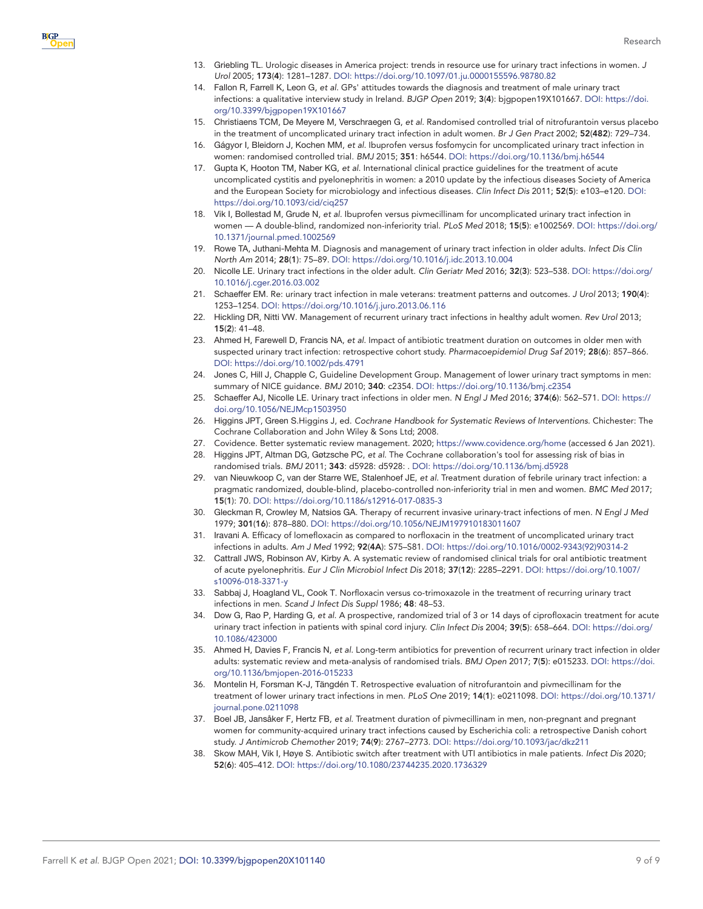13. Griebling TL. Urologic diseases in America project: trends in resource use for urinary tract infections in women. *J Urol* 2005; **173**(**4**): 1281–1287. DOI: https://doi.org/10.1097/01.ju.0000155596.98780.82
14. Fallon R, Farrell K, Leon G, *et al*. GPs' attitudes towards the diagnosis and treatment of male urinary tract infections: a qualitative interview study in Ireland. *BJGP Open* 2019; **3**(**4**): bjgpopen19X101667. DOI: https://doi.org/10.3399/bjgpopen19X101667
15. Christiaens TCM, De Meyere M, Verschraegen G, *et al*. Randomised controlled trial of nitrofurantoin versus placebo in the treatment of uncomplicated urinary tract infection in adult women. *Br J Gen Pract* 2002; **52**(**482**): 729–734.
16. Gágyor I, Bleidorn J, Kochen MM, *et al*. Ibuprofen versus fosfomycin for uncomplicated urinary tract infection in women: randomised controlled trial. *BMJ* 2015; **351**: h6544. DOI: https://doi.org/10.1136/bmj.h6544
17. Gupta K, Hooton TM, Naber KG, *et al*. International clinical practice guidelines for the treatment of acute uncomplicated cystitis and pyelonephritis in women: a 2010 update by the infectious diseases Society of America and the European Society for microbiology and infectious diseases. *Clin Infect Dis* 2011; **52**(**5**): e103–e120. DOI: https://doi.org/10.1093/cid/ciq257
18. Vik I, Bollestad M, Grude N, *et al*. Ibuprofen versus pivmecillinam for uncomplicated urinary tract infection in women — A double-blind, randomized non-inferiority trial. *PLoS Med* 2018; **15**(**5**): e1002569. DOI: https://doi.org/10.1371/journal.pmed.1002569
19. Rowe TA, Juthani-Mehta M. Diagnosis and management of urinary tract infection in older adults. *Infect Dis Clin North Am* 2014; **28**(**1**): 75–89. DOI: https://doi.org/10.1016/j.idc.2013.10.004
20. Nicolle LE. Urinary tract infections in the older adult. *Clin Geriatr Med* 2016; **32**(**3**): 523–538. DOI: https://doi.org/10.1016/j.cger.2016.03.002
21. Schaeffer EM. Re: urinary tract infection in male veterans: treatment patterns and outcomes. *J Urol* 2013; **190**(**4**): 1253–1254. DOI: https://doi.org/10.1016/j.juro.2013.06.116
22. Hickling DR, Nitti VW. Management of recurrent urinary tract infections in healthy adult women. *Rev Urol* 2013; **15**(**2**): 41–48.
23. Ahmed H, Farewell D, Francis NA, *et al*. Impact of antibiotic treatment duration on outcomes in older men with suspected urinary tract infection: retrospective cohort study. *Pharmacoepidemiol Drug Saf* 2019; **28**(**6**): 857–866. DOI: https://doi.org/10.1002/pds.4791
24. Jones C, Hill J, Chapple C, Guideline Development Group. Management of lower urinary tract symptoms in men: summary of NICE guidance. *BMJ* 2010; **340**: c2354. DOI: https://doi.org/10.1136/bmj.c2354
25. Schaeffer AJ, Nicolle LE. Urinary tract infections in older men. *N Engl J Med* 2016; **374**(**6**): 562–571. DOI: https://doi.org/10.1056/NEJMcp1503950
26. Higgins JPT, Green S.Higgins J, ed. *Cochrane Handbook for Systematic Reviews of Interventions.* Chichester: The Cochrane Collaboration and John Wiley & Sons Ltd; 2008.
27. Covidence. Better systematic review management. 2020; https://www.covidence.org/home (accessed 6 Jan 2021).
28. Higgins JPT, Altman DG, Gøtzsche PC, *et al*. The Cochrane collaboration's tool for assessing risk of bias in randomised trials. *BMJ* 2011; **343**: d5928: d5928: . DOI: https://doi.org/10.1136/bmj.d5928
29. van Nieuwkoop C, van der Starre WE, Stalenhoef JE, *et al*. Treatment duration of febrile urinary tract infection: a pragmatic randomized, double-blind, placebo-controlled non-inferiority trial in men and women. *BMC Med* 2017; **15**(**1**): 70. DOI: https://doi.org/10.1186/s12916-017-0835-3
30. Gleckman R, Crowley M, Natsios GA. Therapy of recurrent invasive urinary-tract infections of men. *N Engl J Med* 1979; **301**(**16**): 878–880. DOI: https://doi.org/10.1056/NEJM197910183011607
31. Iravani A. Efficacy of lomefloxacin as compared to norfloxacin in the treatment of uncomplicated urinary tract infections in adults. *Am J Med* 1992; **92**(**4A**): S75–S81. DOI: https://doi.org/10.1016/0002-9343(92)90314-2
32. Cattrall JWS, Robinson AV, Kirby A. A systematic review of randomised clinical trials for oral antibiotic treatment of acute pyelonephritis. *Eur J Clin Microbiol Infect Dis* 2018; **37**(**12**): 2285–2291. DOI: https://doi.org/10.1007/s10096-018-3371-y
33. Sabbaj J, Hoagland VL, Cook T. Norfloxacin versus co-trimoxazole in the treatment of recurring urinary tract infections in men. *Scand J Infect Dis Suppl* 1986; **48**: 48–53.
34. Dow G, Rao P, Harding G, *et al*. A prospective, randomized trial of 3 or 14 days of ciprofloxacin treatment for acute urinary tract infection in patients with spinal cord injury. *Clin Infect Dis* 2004; **39**(**5**): 658–664. DOI: https://doi.org/10.1086/423000
35. Ahmed H, Davies F, Francis N, *et al*. Long-term antibiotics for prevention of recurrent urinary tract infection in older adults: systematic review and meta-analysis of randomised trials. *BMJ Open* 2017; **7**(**5**): e015233. DOI: https://doi.org/10.1136/bmjopen-2016-015233
36. Montelin H, Forsman K-J, Tängdén T. Retrospective evaluation of nitrofurantoin and pivmecillinam for the treatment of lower urinary tract infections in men. *PLoS One* 2019; **14**(**1**): e0211098. DOI: https://doi.org/10.1371/journal.pone.0211098
37. Boel JB, Jansåker F, Hertz FB, *et al*. Treatment duration of pivmecillinam in men, non-pregnant and pregnant women for community-acquired urinary tract infections caused by Escherichia coli: a retrospective Danish cohort study. *J Antimicrob Chemother* 2019; **74**(**9**): 2767–2773. DOI: https://doi.org/10.1093/jac/dkz211
38. Skow MAH, Vik I, Høye S. Antibiotic switch after treatment with UTI antibiotics in male patients. *Infect Dis* 2020; **52**(**6**): 405–412. DOI: https://doi.org/10.1080/23744235.2020.1736329